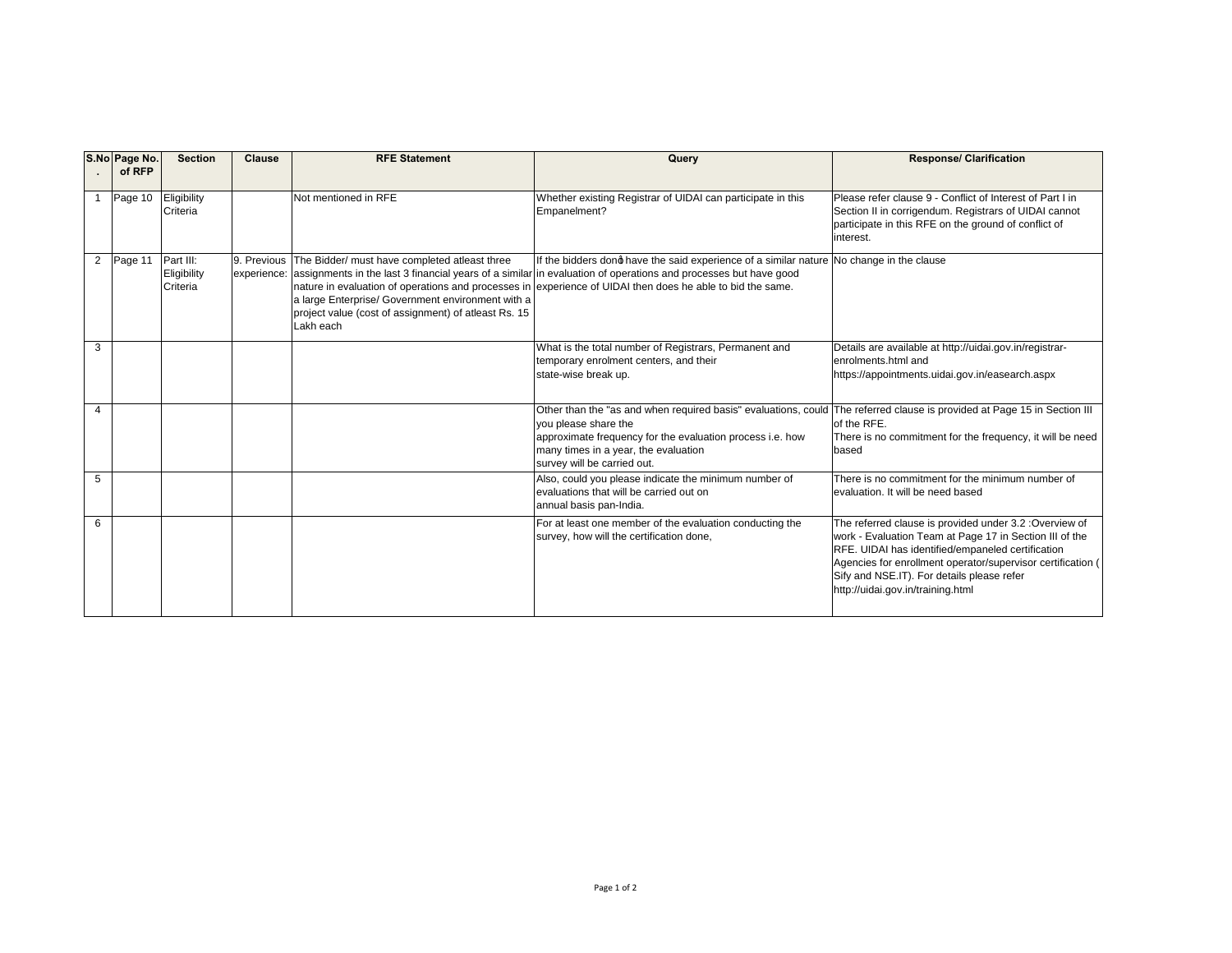| S.No. | Page No. of RFP | Section | Clause | RFE Statement | Query | Response/ Clarification |
|---|---|---|---|---|---|---|
| 1 | Page 10 | Eligibility Criteria | | Not mentioned in RFE | Whether existing Registrar of UIDAI can participate in this Empanelment? | Please refer clause 9 - Conflict of Interest of Part I in Section II in corrigendum. Registrars of UIDAI cannot participate in this RFE on the ground of conflict of interest. |
| 2 | Page 11 | Part III: Eligibility Criteria | 9. Previous experience: | The Bidder/ must have completed atleast three assignments in the last 3 financial years of a similar nature in evaluation of operations and processes in a large Enterprise/ Government environment with a project value (cost of assignment) of atleast Rs. 15 Lakh each | If the bidders don't have the said experience of a similar nature in evaluation of operations and processes but have good experience of UIDAI then does he able to bid the same. | No change in the clause |
| 3 | | | | | What is the total number of Registrars, Permanent and temporary enrolment centers, and their state-wise break up. | Details are available at http://uidai.gov.in/registrar-enrolments.html and https://appointments.uidai.gov.in/easearch.aspx |
| 4 | | | | | Other than the "as and when required basis" evaluations, could you please share the approximate frequency for the evaluation process i.e. how many times in a year, the evaluation survey will be carried out. | The referred clause is provided at Page 15 in Section III of the RFE. There is no commitment for the frequency, it will be need based |
| 5 | | | | | Also, could you please indicate the minimum number of evaluations that will be carried out on annual basis pan-India. | There is no commitment for the minimum number of evaluation. It will be need based |
| 6 | | | | | For at least one member of the evaluation conducting the survey, how will the certification done, | The referred clause is provided under 3.2 :Overview of work - Evaluation Team at Page 17 in Section III of the RFE. UIDAI has identified/empaneled certification Agencies for enrollment operator/supervisor certification ( Sify and NSE.IT). For details please refer http://uidai.gov.in/training.html |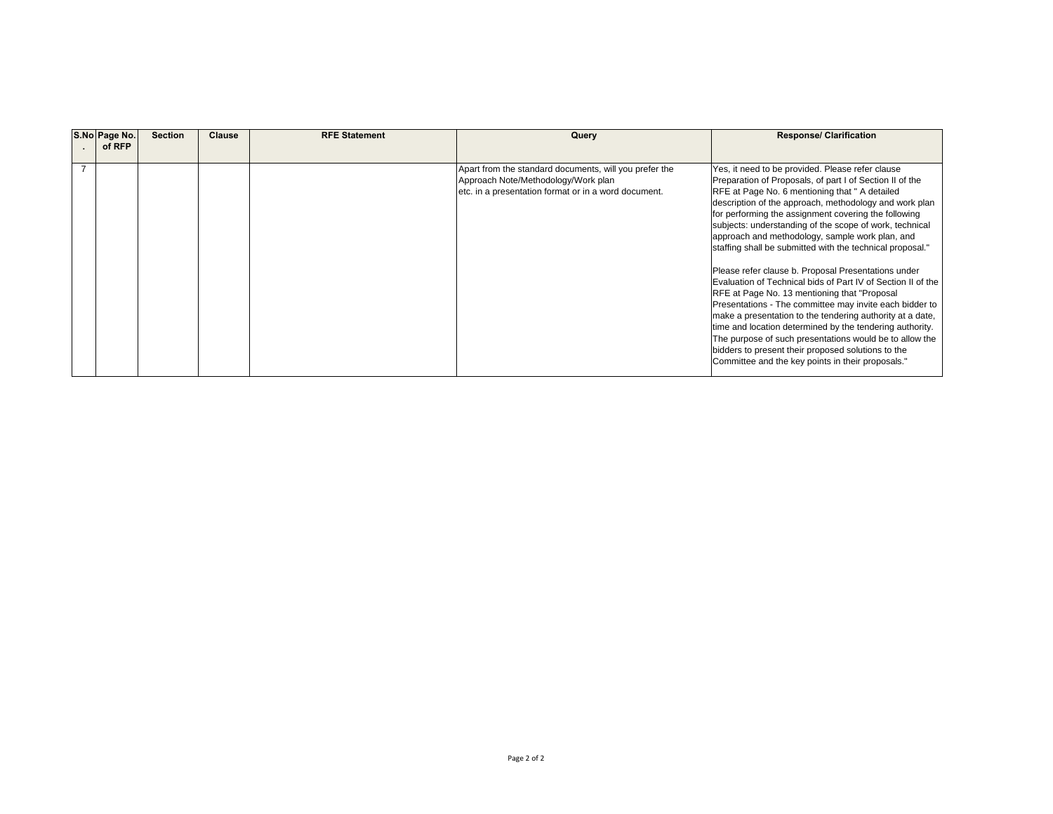| S.No. | Page No. of RFP | Section | Clause | RFE Statement | Query | Response/ Clarification |
|---|---|---|---|---|---|---|
| 7 | | | | | Apart from the standard documents, will you prefer the Approach Note/Methodology/Work plan etc. in a presentation format or in a word document. | Yes, it need to be provided. Please refer clause Preparation of Proposals, of part I of Section II of the RFE at Page No. 6 mentioning that " A detailed description of the approach, methodology and work plan for performing the assignment covering the following subjects: understanding of the scope of work, technical approach and methodology, sample work plan, and staffing shall be submitted with the technical proposal."<br><br>Please refer clause b. Proposal Presentations under Evaluation of Technical bids of Part IV of Section II of the RFE at Page No. 13 mentioning that "Proposal Presentations - The committee may invite each bidder to make a presentation to the tendering authority at a date, time and location determined by the tendering authority. The purpose of such presentations would be to allow the bidders to present their proposed solutions to the Committee and the key points in their proposals." |